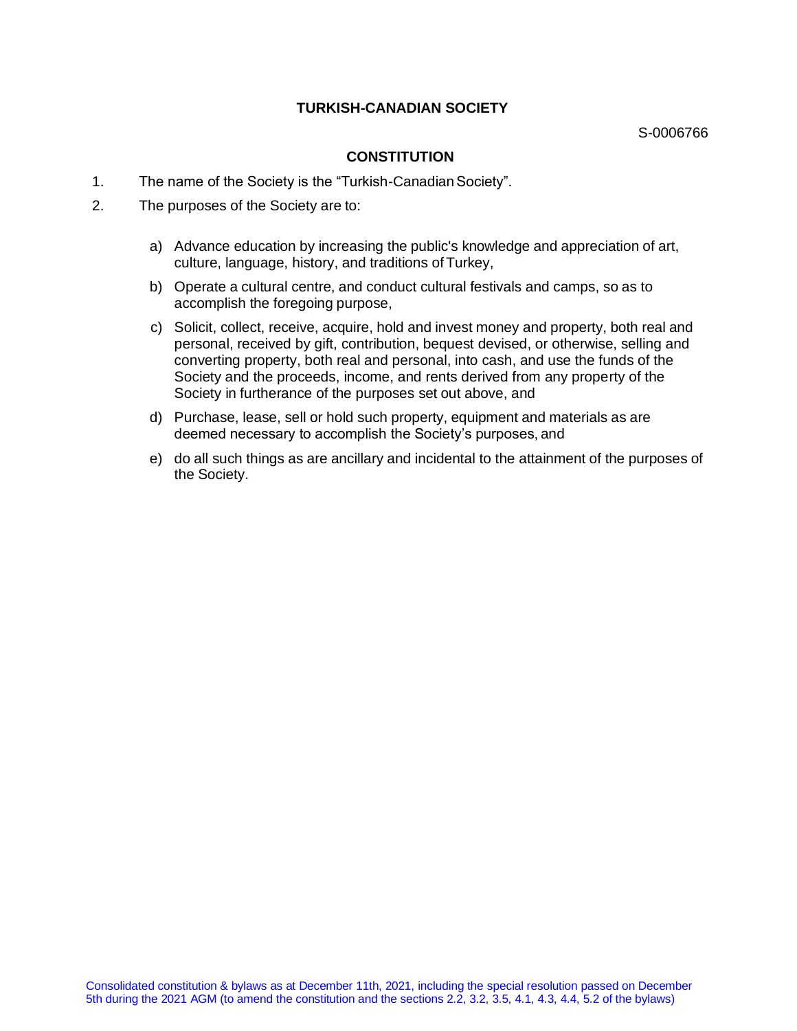# TURKISH-CANADIAN SOCIETY

S-0006766

## CONSTITUTION

1. The name of the Society is the "Turkish-Canadian Society".
2. The purposes of the Society are to:

   a) Advance education by increasing the public's knowledge and appreciation of art, culture, language, history, and traditions of Turkey,

   b) Operate a cultural centre, and conduct cultural festivals and camps, so as to accomplish the foregoing purpose,

   c) Solicit, collect, receive, acquire, hold and invest money and property, both real and personal, received by gift, contribution, bequest devised, or otherwise, selling and converting property, both real and personal, into cash, and use the funds of the Society and the proceeds, income, and rents derived from any property of the Society in furtherance of the purposes set out above, and

   d) Purchase, lease, sell or hold such property, equipment and materials as are deemed necessary to accomplish the Society's purposes, and

   e) do all such things as are ancillary and incidental to the attainment of the purposes of the Society.

Consolidated constitution & bylaws as at December 11th, 2021, including the special resolution passed on December 5th during the 2021 AGM (to amend the constitution and the sections 2.2, 3.2, 3.5, 4.1, 4.3, 4.4, 5.2 of the bylaws)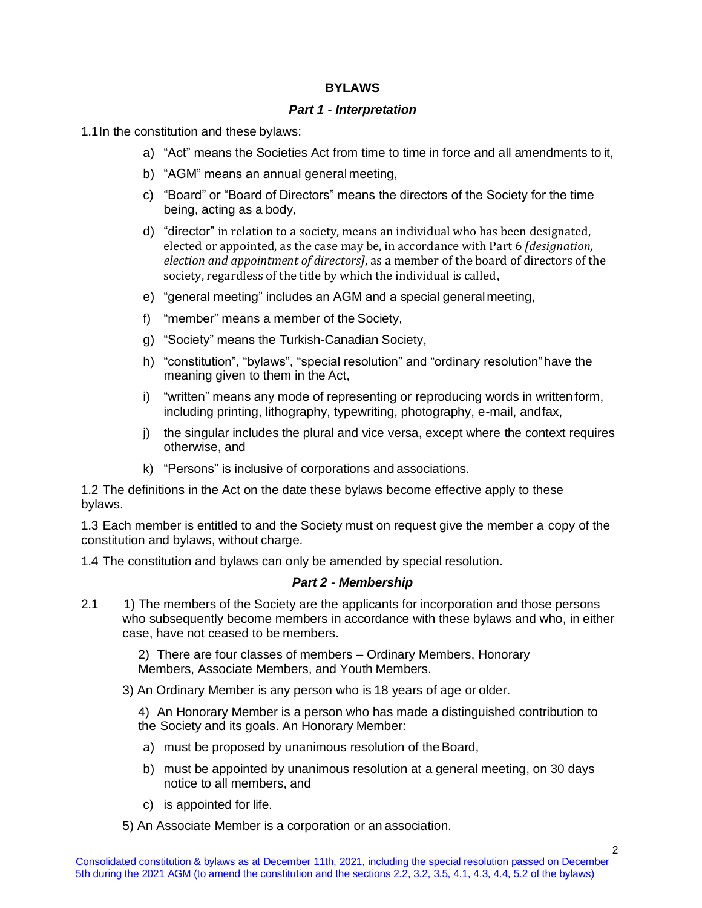**BYLAWS**

***Part 1 - Interpretation***

1.1 In the constitution and these bylaws:

a) "Act" means the Societies Act from time to time in force and all amendments to it,

b) "AGM" means an annual general meeting,

c) "Board" or "Board of Directors" means the directors of the Society for the time being, acting as a body,

d) "director" in relation to a society, means an individual who has been designated, elected or appointed, as the case may be, in accordance with Part 6 *[designation, election and appointment of directors]*, as a member of the board of directors of the society, regardless of the title by which the individual is called,

e) "general meeting" includes an AGM and a special general meeting,

f) "member" means a member of the Society,

g) "Society" means the Turkish-Canadian Society,

h) "constitution", "bylaws", "special resolution" and "ordinary resolution" have the meaning given to them in the Act,

i) "written" means any mode of representing or reproducing words in written form, including printing, lithography, typewriting, photography, e-mail, and fax,

j) the singular includes the plural and vice versa, except where the context requires otherwise, and

k) "Persons" is inclusive of corporations and associations.

1.2 The definitions in the Act on the date these bylaws become effective apply to these bylaws.

1.3 Each member is entitled to and the Society must on request give the member a copy of the constitution and bylaws, without charge.

1.4 The constitution and bylaws can only be amended by special resolution.

***Part 2 - Membership***

2.1 1) The members of the Society are the applicants for incorporation and those persons who subsequently become members in accordance with these bylaws and who, in either case, have not ceased to be members.

2) There are four classes of members – Ordinary Members, Honorary Members, Associate Members, and Youth Members.

3) An Ordinary Member is any person who is 18 years of age or older.

4) An Honorary Member is a person who has made a distinguished contribution to the Society and its goals. An Honorary Member:

a) must be proposed by unanimous resolution of the Board,

b) must be appointed by unanimous resolution at a general meeting, on 30 days notice to all members, and

c) is appointed for life.

5) An Associate Member is a corporation or an association.

Consolidated constitution & bylaws as at December 11th, 2021, including the special resolution passed on December 5th during the 2021 AGM (to amend the constitution and the sections 2.2, 3.2, 3.5, 4.1, 4.3, 4.4, 5.2 of the bylaws)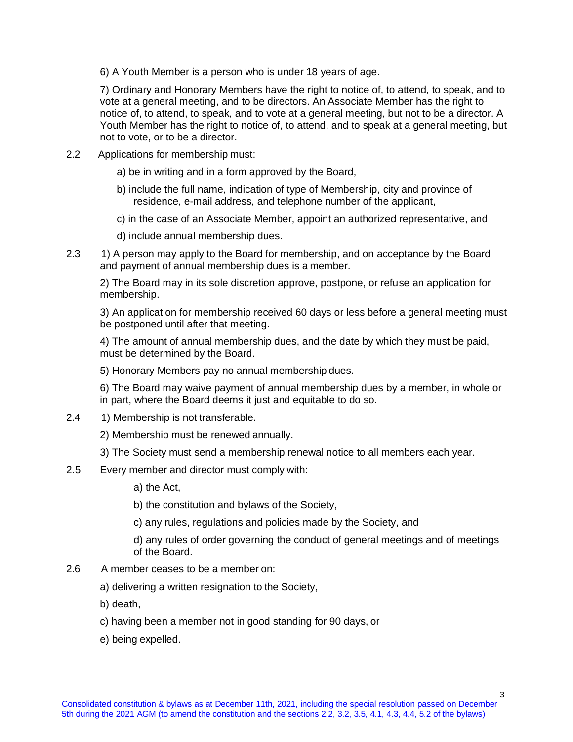6) A Youth Member is a person who is under 18 years of age.

7) Ordinary and Honorary Members have the right to notice of, to attend, to speak, and to vote at a general meeting, and to be directors. An Associate Member has the right to notice of, to attend, to speak, and to vote at a general meeting, but not to be a director. A Youth Member has the right to notice of, to attend, and to speak at a general meeting, but not to vote, or to be a director.

2.2 Applications for membership must:

a) be in writing and in a form approved by the Board,

b) include the full name, indication of type of Membership, city and province of residence, e-mail address, and telephone number of the applicant,

c) in the case of an Associate Member, appoint an authorized representative, and

d) include annual membership dues.

2.3 1) A person may apply to the Board for membership, and on acceptance by the Board and payment of annual membership dues is a member.

2) The Board may in its sole discretion approve, postpone, or refuse an application for membership.

3) An application for membership received 60 days or less before a general meeting must be postponed until after that meeting.

4) The amount of annual membership dues, and the date by which they must be paid, must be determined by the Board.

5) Honorary Members pay no annual membership dues.

6) The Board may waive payment of annual membership dues by a member, in whole or in part, where the Board deems it just and equitable to do so.

2.4 1) Membership is not transferable.

2) Membership must be renewed annually.

3) The Society must send a membership renewal notice to all members each year.

2.5 Every member and director must comply with:

a) the Act,

b) the constitution and bylaws of the Society,

c) any rules, regulations and policies made by the Society, and

d) any rules of order governing the conduct of general meetings and of meetings of the Board.

2.6 A member ceases to be a member on:

a) delivering a written resignation to the Society,

b) death,

c) having been a member not in good standing for 90 days, or

e) being expelled.

Consolidated constitution & bylaws as at December 11th, 2021, including the special resolution passed on December 5th during the 2021 AGM (to amend the constitution and the sections 2.2, 3.2, 3.5, 4.1, 4.3, 4.4, 5.2 of the bylaws)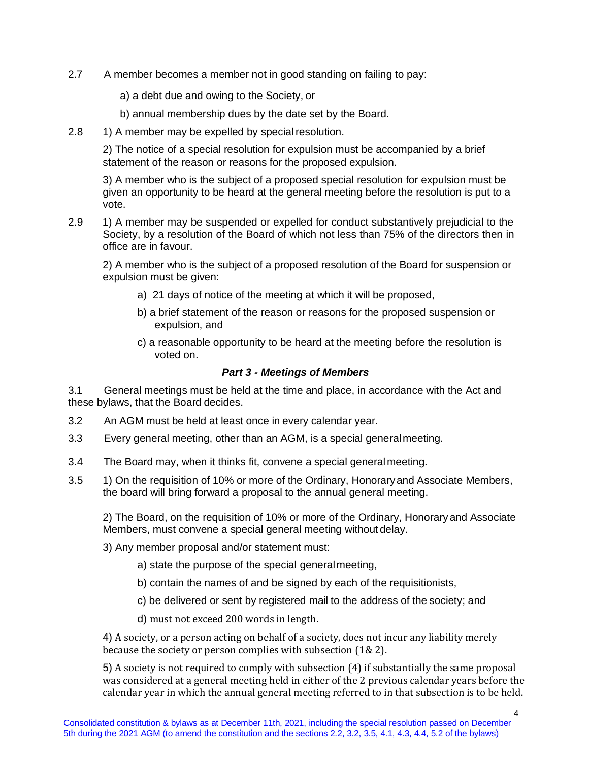2.7 A member becomes a member not in good standing on failing to pay:

a) a debt due and owing to the Society, or

b) annual membership dues by the date set by the Board.

2.8 1) A member may be expelled by special resolution.

2) The notice of a special resolution for expulsion must be accompanied by a brief statement of the reason or reasons for the proposed expulsion.

3) A member who is the subject of a proposed special resolution for expulsion must be given an opportunity to be heard at the general meeting before the resolution is put to a vote.

2.9 1) A member may be suspended or expelled for conduct substantively prejudicial to the Society, by a resolution of the Board of which not less than 75% of the directors then in office are in favour.

2) A member who is the subject of a proposed resolution of the Board for suspension or expulsion must be given:

a) 21 days of notice of the meeting at which it will be proposed,

b) a brief statement of the reason or reasons for the proposed suspension or expulsion, and

c) a reasonable opportunity to be heard at the meeting before the resolution is voted on.

### *Part 3 - Meetings of Members*

3.1 General meetings must be held at the time and place, in accordance with the Act and these bylaws, that the Board decides.

3.2 An AGM must be held at least once in every calendar year.

3.3 Every general meeting, other than an AGM, is a special general meeting.

3.4 The Board may, when it thinks fit, convene a special general meeting.

3.5 1) On the requisition of 10% or more of the Ordinary, Honorary and Associate Members, the board will bring forward a proposal to the annual general meeting.

2) The Board, on the requisition of 10% or more of the Ordinary, Honorary and Associate Members, must convene a special general meeting without delay.

3) Any member proposal and/or statement must:

a) state the purpose of the special general meeting,

b) contain the names of and be signed by each of the requisitionists,

c) be delivered or sent by registered mail to the address of the society; and

d) must not exceed 200 words in length.

4) A society, or a person acting on behalf of a society, does not incur any liability merely because the society or person complies with subsection (1& 2).

5) A society is not required to comply with subsection (4) if substantially the same proposal was considered at a general meeting held in either of the 2 previous calendar years before the calendar year in which the annual general meeting referred to in that subsection is to be held.

Consolidated constitution & bylaws as at December 11th, 2021, including the special resolution passed on December 5th during the 2021 AGM (to amend the constitution and the sections 2.2, 3.2, 3.5, 4.1, 4.3, 4.4, 5.2 of the bylaws)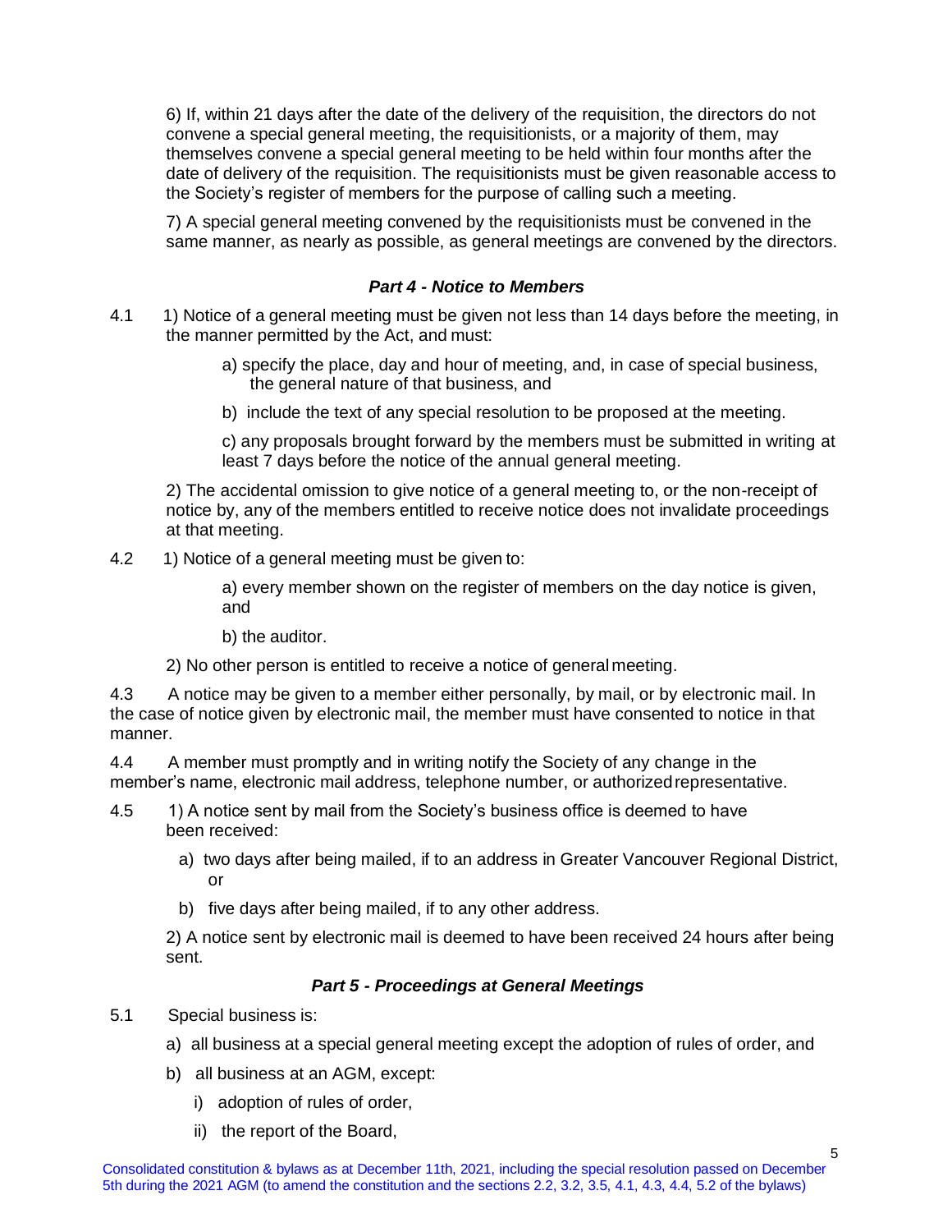6) If, within 21 days after the date of the delivery of the requisition, the directors do not convene a special general meeting, the requisitionists, or a majority of them, may themselves convene a special general meeting to be held within four months after the date of delivery of the requisition. The requisitionists must be given reasonable access to the Society's register of members for the purpose of calling such a meeting.

7) A special general meeting convened by the requisitionists must be convened in the same manner, as nearly as possible, as general meetings are convened by the directors.

### *Part 4 - Notice to Members*

4.1 1) Notice of a general meeting must be given not less than 14 days before the meeting, in the manner permitted by the Act, and must:

a) specify the place, day and hour of meeting, and, in case of special business, the general nature of that business, and

b) include the text of any special resolution to be proposed at the meeting.

c) any proposals brought forward by the members must be submitted in writing at least 7 days before the notice of the annual general meeting.

2) The accidental omission to give notice of a general meeting to, or the non-receipt of notice by, any of the members entitled to receive notice does not invalidate proceedings at that meeting.

4.2 1) Notice of a general meeting must be given to:

a) every member shown on the register of members on the day notice is given, and

b) the auditor.

2) No other person is entitled to receive a notice of general meeting.

4.3 A notice may be given to a member either personally, by mail, or by electronic mail. In the case of notice given by electronic mail, the member must have consented to notice in that manner.

4.4 A member must promptly and in writing notify the Society of any change in the member's name, electronic mail address, telephone number, or authorized representative.

4.5 1) A notice sent by mail from the Society's business office is deemed to have been received:

a) two days after being mailed, if to an address in Greater Vancouver Regional District, or

b) five days after being mailed, if to any other address.

2) A notice sent by electronic mail is deemed to have been received 24 hours after being sent.

### *Part 5 - Proceedings at General Meetings*

5.1 Special business is:

a) all business at a special general meeting except the adoption of rules of order, and

b) all business at an AGM, except:

i) adoption of rules of order,

ii) the report of the Board,

Consolidated constitution & bylaws as at December 11th, 2021, including the special resolution passed on December 5th during the 2021 AGM (to amend the constitution and the sections 2.2, 3.2, 3.5, 4.1, 4.3, 4.4, 5.2 of the bylaws)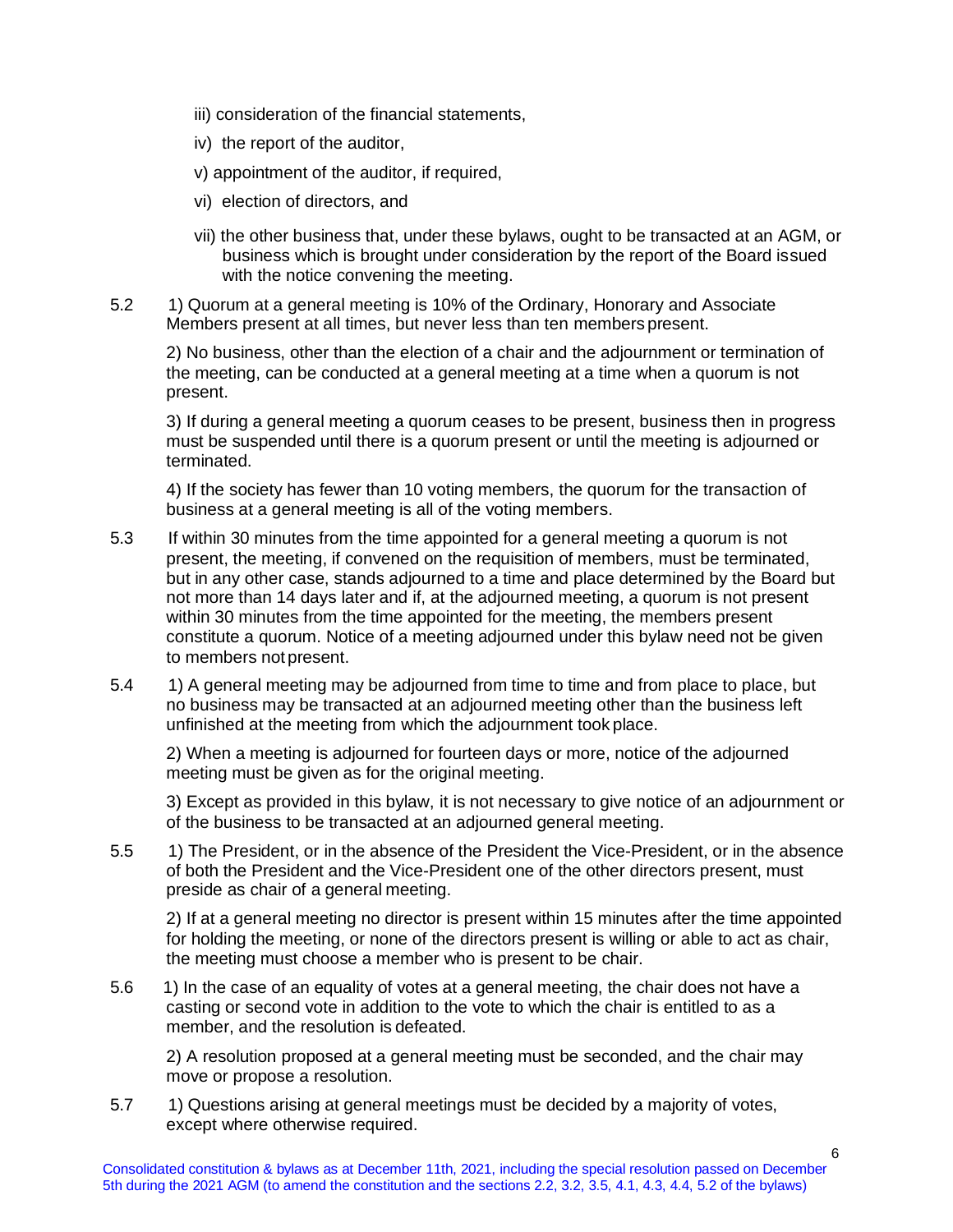iii) consideration of the financial statements,

iv) the report of the auditor,

v) appointment of the auditor, if required,

vi) election of directors, and

vii) the other business that, under these bylaws, ought to be transacted at an AGM, or business which is brought under consideration by the report of the Board issued with the notice convening the meeting.

5.2 1) Quorum at a general meeting is 10% of the Ordinary, Honorary and Associate Members present at all times, but never less than ten members present.

2) No business, other than the election of a chair and the adjournment or termination of the meeting, can be conducted at a general meeting at a time when a quorum is not present.

3) If during a general meeting a quorum ceases to be present, business then in progress must be suspended until there is a quorum present or until the meeting is adjourned or terminated.

4) If the society has fewer than 10 voting members, the quorum for the transaction of business at a general meeting is all of the voting members.

5.3 If within 30 minutes from the time appointed for a general meeting a quorum is not present, the meeting, if convened on the requisition of members, must be terminated, but in any other case, stands adjourned to a time and place determined by the Board but not more than 14 days later and if, at the adjourned meeting, a quorum is not present within 30 minutes from the time appointed for the meeting, the members present constitute a quorum. Notice of a meeting adjourned under this bylaw need not be given to members not present.

5.4 1) A general meeting may be adjourned from time to time and from place to place, but no business may be transacted at an adjourned meeting other than the business left unfinished at the meeting from which the adjournment took place.

2) When a meeting is adjourned for fourteen days or more, notice of the adjourned meeting must be given as for the original meeting.

3) Except as provided in this bylaw, it is not necessary to give notice of an adjournment or of the business to be transacted at an adjourned general meeting.

5.5 1) The President, or in the absence of the President the Vice-President, or in the absence of both the President and the Vice-President one of the other directors present, must preside as chair of a general meeting.

2) If at a general meeting no director is present within 15 minutes after the time appointed for holding the meeting, or none of the directors present is willing or able to act as chair, the meeting must choose a member who is present to be chair.

5.6 1) In the case of an equality of votes at a general meeting, the chair does not have a casting or second vote in addition to the vote to which the chair is entitled to as a member, and the resolution is defeated.

2) A resolution proposed at a general meeting must be seconded, and the chair may move or propose a resolution.

5.7 1) Questions arising at general meetings must be decided by a majority of votes, except where otherwise required.

Consolidated constitution & bylaws as at December 11th, 2021, including the special resolution passed on December 5th during the 2021 AGM (to amend the constitution and the sections 2.2, 3.2, 3.5, 4.1, 4.3, 4.4, 5.2 of the bylaws)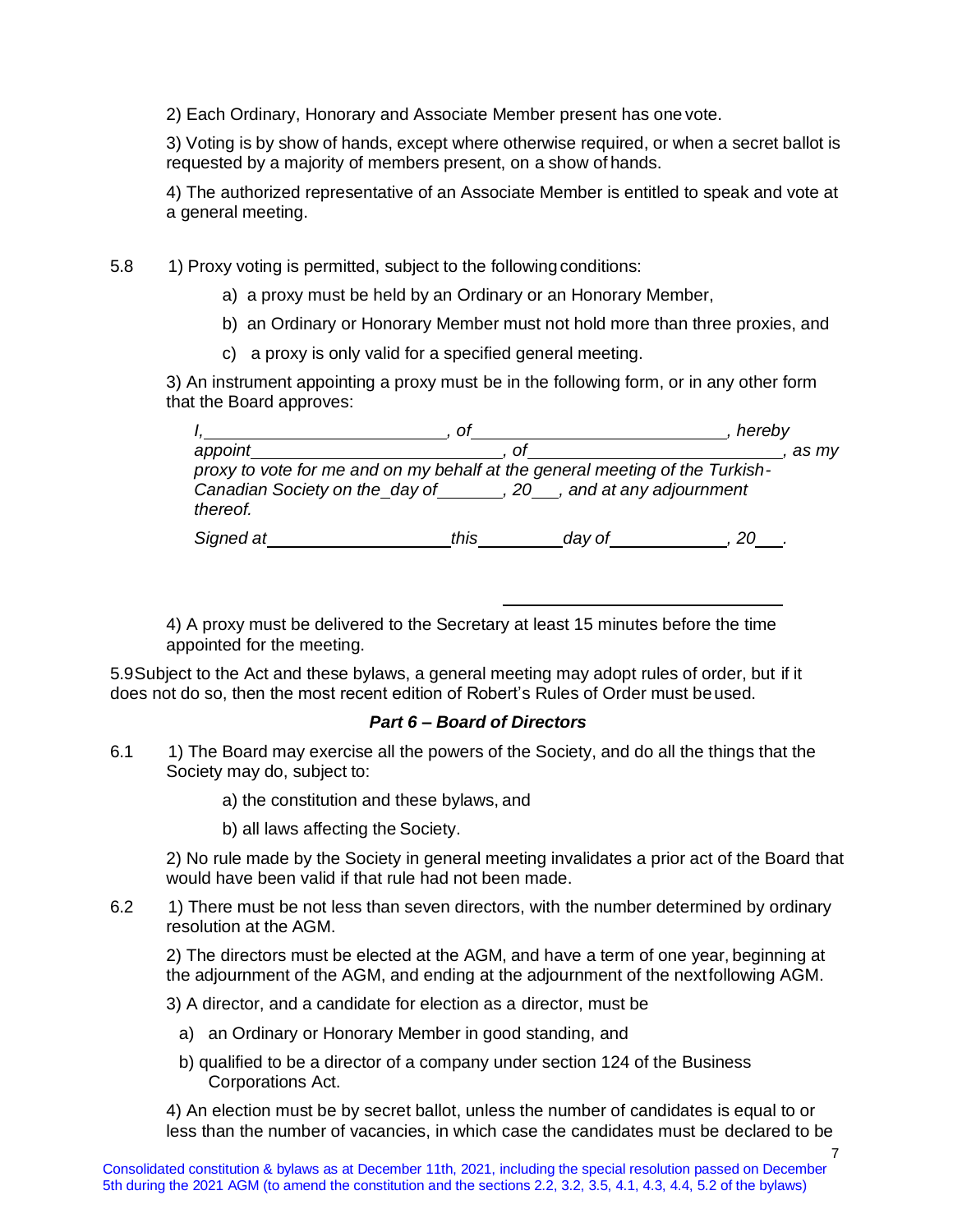2) Each Ordinary, Honorary and Associate Member present has one vote.

3) Voting is by show of hands, except where otherwise required, or when a secret ballot is requested by a majority of members present, on a show of hands.

4) The authorized representative of an Associate Member is entitled to speak and vote at a general meeting.

5.8 1) Proxy voting is permitted, subject to the following conditions:

a) a proxy must be held by an Ordinary or an Honorary Member,

b) an Ordinary or Honorary Member must not hold more than three proxies, and

c) a proxy is only valid for a specified general meeting.

3) An instrument appointing a proxy must be in the following form, or in any other form that the Board approves:

*I,\_\_\_\_\_\_\_\_\_\_\_\_\_\_\_\_\_\_\_\_\_\_\_\_\_, of \_\_\_\_\_\_\_\_\_\_\_\_\_\_\_\_\_\_\_\_\_\_\_\_\_, hereby appoint \_\_\_\_\_\_\_\_\_\_\_\_\_\_\_\_\_\_\_\_\_\_\_\_\_, of \_\_\_\_\_\_\_\_\_\_\_\_\_\_\_\_\_\_\_\_\_\_\_\_\_, as my proxy to vote for me and on my behalf at the general meeting of the Turkish-Canadian Society on the \_day of \_\_\_\_\_\_\_, 20\_\_\_, and at any adjournment thereof.*

*Signed at \_\_\_\_\_\_\_\_\_\_\_\_\_\_\_\_\_\_\_\_ this \_\_\_\_\_\_\_\_\_ day of \_\_\_\_\_\_\_\_\_\_\_\_, 20\_\_\_.*

\_\_\_\_\_\_\_\_\_\_\_\_\_\_\_\_\_\_\_\_\_\_\_\_\_\_\_\_\_\_

4) A proxy must be delivered to the Secretary at least 15 minutes before the time appointed for the meeting.

5.9 Subject to the Act and these bylaws, a general meeting may adopt rules of order, but if it does not do so, then the most recent edition of Robert's Rules of Order must be used.

### *Part 6 – Board of Directors*

6.1 1) The Board may exercise all the powers of the Society, and do all the things that the Society may do, subject to:

a) the constitution and these bylaws, and

b) all laws affecting the Society.

2) No rule made by the Society in general meeting invalidates a prior act of the Board that would have been valid if that rule had not been made.

6.2 1) There must be not less than seven directors, with the number determined by ordinary resolution at the AGM.

2) The directors must be elected at the AGM, and have a term of one year, beginning at the adjournment of the AGM, and ending at the adjournment of the next following AGM.

3) A director, and a candidate for election as a director, must be

a) an Ordinary or Honorary Member in good standing, and

b) qualified to be a director of a company under section 124 of the Business Corporations Act.

4) An election must be by secret ballot, unless the number of candidates is equal to or less than the number of vacancies, in which case the candidates must be declared to be

Consolidated constitution & bylaws as at December 11th, 2021, including the special resolution passed on December 5th during the 2021 AGM (to amend the constitution and the sections 2.2, 3.2, 3.5, 4.1, 4.3, 4.4, 5.2 of the bylaws)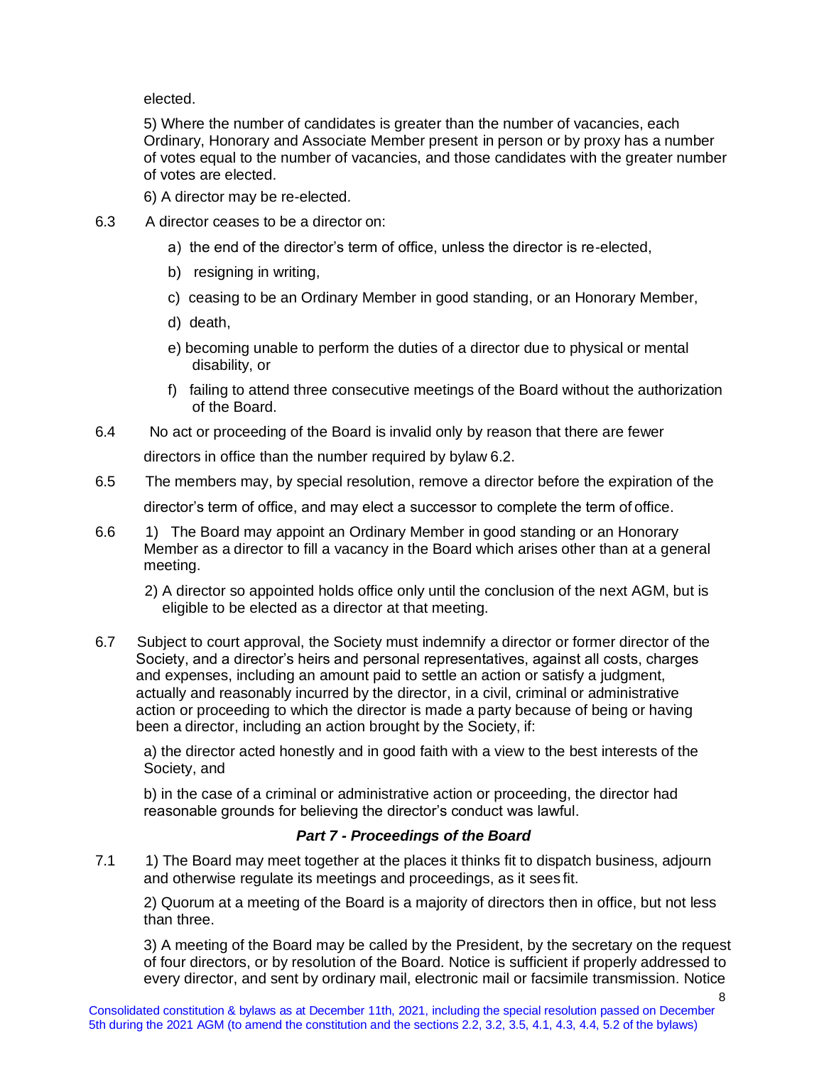elected.

5) Where the number of candidates is greater than the number of vacancies, each Ordinary, Honorary and Associate Member present in person or by proxy has a number of votes equal to the number of vacancies, and those candidates with the greater number of votes are elected.

6) A director may be re-elected.

6.3 A director ceases to be a director on:

a) the end of the director's term of office, unless the director is re-elected,

b) resigning in writing,

c) ceasing to be an Ordinary Member in good standing, or an Honorary Member,

d) death,

e) becoming unable to perform the duties of a director due to physical or mental disability, or

f) failing to attend three consecutive meetings of the Board without the authorization of the Board.

6.4 No act or proceeding of the Board is invalid only by reason that there are fewer directors in office than the number required by bylaw 6.2.

6.5 The members may, by special resolution, remove a director before the expiration of the director's term of office, and may elect a successor to complete the term of office.

6.6 1) The Board may appoint an Ordinary Member in good standing or an Honorary Member as a director to fill a vacancy in the Board which arises other than at a general meeting.

2) A director so appointed holds office only until the conclusion of the next AGM, but is eligible to be elected as a director at that meeting.

6.7 Subject to court approval, the Society must indemnify a director or former director of the Society, and a director's heirs and personal representatives, against all costs, charges and expenses, including an amount paid to settle an action or satisfy a judgment, actually and reasonably incurred by the director, in a civil, criminal or administrative action or proceeding to which the director is made a party because of being or having been a director, including an action brought by the Society, if:

a) the director acted honestly and in good faith with a view to the best interests of the Society, and

b) in the case of a criminal or administrative action or proceeding, the director had reasonable grounds for believing the director's conduct was lawful.

### *Part 7 - Proceedings of the Board*

7.1 1) The Board may meet together at the places it thinks fit to dispatch business, adjourn and otherwise regulate its meetings and proceedings, as it sees fit.

2) Quorum at a meeting of the Board is a majority of directors then in office, but not less than three.

3) A meeting of the Board may be called by the President, by the secretary on the request of four directors, or by resolution of the Board. Notice is sufficient if properly addressed to every director, and sent by ordinary mail, electronic mail or facsimile transmission. Notice

Consolidated constitution & bylaws as at December 11th, 2021, including the special resolution passed on December 5th during the 2021 AGM (to amend the constitution and the sections 2.2, 3.2, 3.5, 4.1, 4.3, 4.4, 5.2 of the bylaws)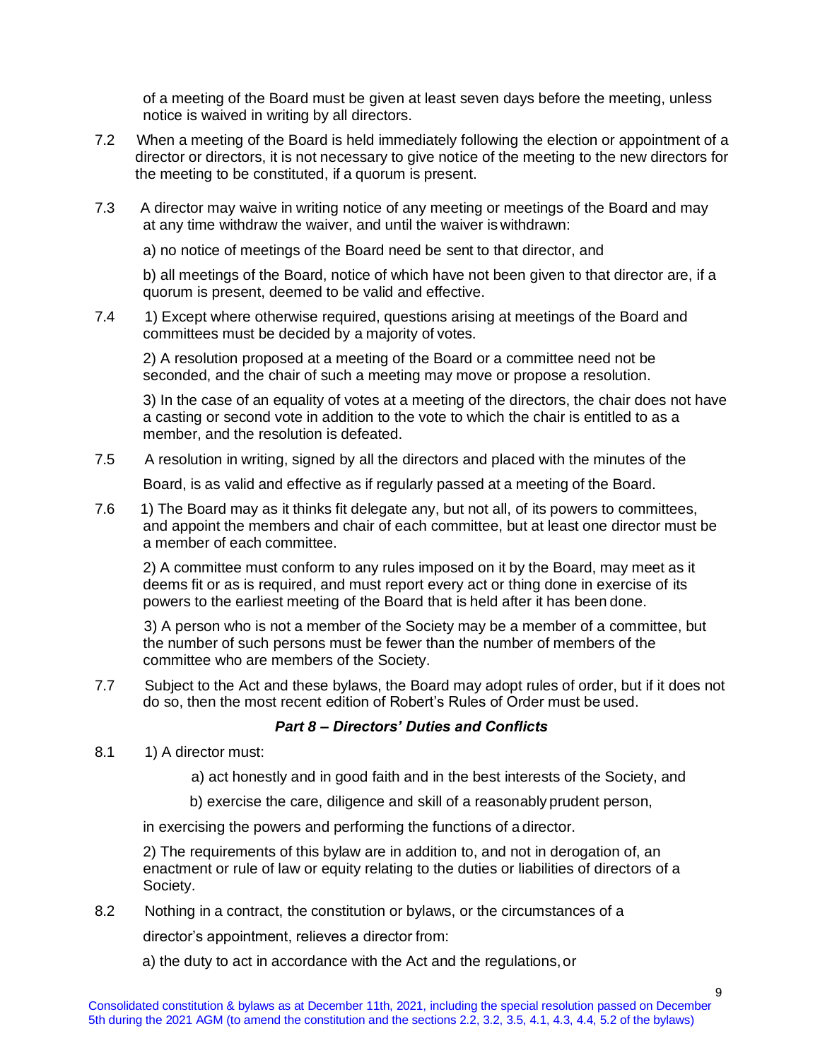of a meeting of the Board must be given at least seven days before the meeting, unless notice is waived in writing by all directors.

7.2 When a meeting of the Board is held immediately following the election or appointment of a director or directors, it is not necessary to give notice of the meeting to the new directors for the meeting to be constituted, if a quorum is present.

7.3 A director may waive in writing notice of any meeting or meetings of the Board and may at any time withdraw the waiver, and until the waiver is withdrawn:

a) no notice of meetings of the Board need be sent to that director, and

b) all meetings of the Board, notice of which have not been given to that director are, if a quorum is present, deemed to be valid and effective.

7.4 1) Except where otherwise required, questions arising at meetings of the Board and committees must be decided by a majority of votes.

2) A resolution proposed at a meeting of the Board or a committee need not be seconded, and the chair of such a meeting may move or propose a resolution.

3) In the case of an equality of votes at a meeting of the directors, the chair does not have a casting or second vote in addition to the vote to which the chair is entitled to as a member, and the resolution is defeated.

7.5 A resolution in writing, signed by all the directors and placed with the minutes of the Board, is as valid and effective as if regularly passed at a meeting of the Board.

7.6 1) The Board may as it thinks fit delegate any, but not all, of its powers to committees, and appoint the members and chair of each committee, but at least one director must be a member of each committee.

2) A committee must conform to any rules imposed on it by the Board, may meet as it deems fit or as is required, and must report every act or thing done in exercise of its powers to the earliest meeting of the Board that is held after it has been done.

3) A person who is not a member of the Society may be a member of a committee, but the number of such persons must be fewer than the number of members of the committee who are members of the Society.

7.7 Subject to the Act and these bylaws, the Board may adopt rules of order, but if it does not do so, then the most recent edition of Robert's Rules of Order must be used.

### *Part 8 – Directors' Duties and Conflicts*

8.1 1) A director must:

a) act honestly and in good faith and in the best interests of the Society, and

b) exercise the care, diligence and skill of a reasonably prudent person,

in exercising the powers and performing the functions of a director.

2) The requirements of this bylaw are in addition to, and not in derogation of, an enactment or rule of law or equity relating to the duties or liabilities of directors of a Society.

8.2 Nothing in a contract, the constitution or bylaws, or the circumstances of a director's appointment, relieves a director from:

a) the duty to act in accordance with the Act and the regulations, or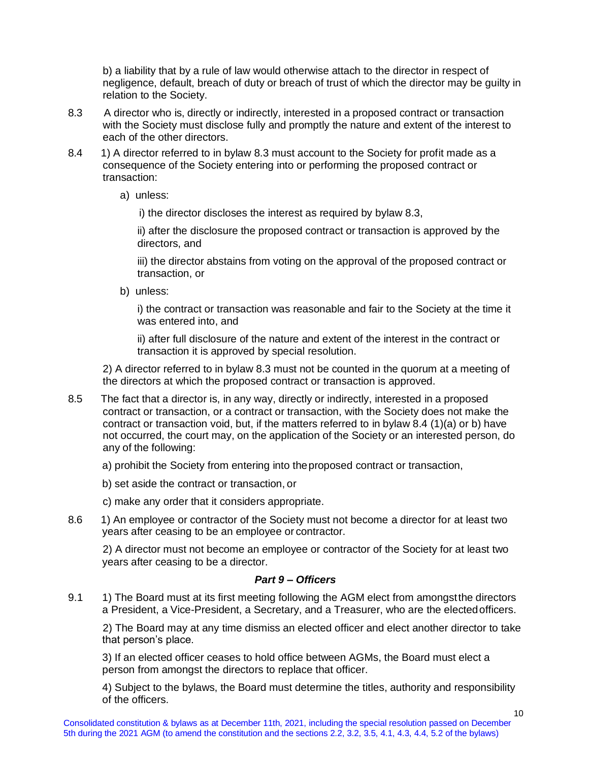b) a liability that by a rule of law would otherwise attach to the director in respect of negligence, default, breach of duty or breach of trust of which the director may be guilty in relation to the Society.

8.3 A director who is, directly or indirectly, interested in a proposed contract or transaction with the Society must disclose fully and promptly the nature and extent of the interest to each of the other directors.

8.4 1) A director referred to in bylaw 8.3 must account to the Society for profit made as a consequence of the Society entering into or performing the proposed contract or transaction:

a) unless:

i) the director discloses the interest as required by bylaw 8.3,

ii) after the disclosure the proposed contract or transaction is approved by the directors, and

iii) the director abstains from voting on the approval of the proposed contract or transaction, or

b) unless:

i) the contract or transaction was reasonable and fair to the Society at the time it was entered into, and

ii) after full disclosure of the nature and extent of the interest in the contract or transaction it is approved by special resolution.

2) A director referred to in bylaw 8.3 must not be counted in the quorum at a meeting of the directors at which the proposed contract or transaction is approved.

8.5 The fact that a director is, in any way, directly or indirectly, interested in a proposed contract or transaction, or a contract or transaction, with the Society does not make the contract or transaction void, but, if the matters referred to in bylaw 8.4 (1)(a) or b) have not occurred, the court may, on the application of the Society or an interested person, do any of the following:

a) prohibit the Society from entering into the proposed contract or transaction,

b) set aside the contract or transaction, or

c) make any order that it considers appropriate.

8.6 1) An employee or contractor of the Society must not become a director for at least two years after ceasing to be an employee or contractor.

2) A director must not become an employee or contractor of the Society for at least two years after ceasing to be a director.

### *Part 9 – Officers*

9.1 1) The Board must at its first meeting following the AGM elect from amongst the directors a President, a Vice-President, a Secretary, and a Treasurer, who are the elected officers.

2) The Board may at any time dismiss an elected officer and elect another director to take that person's place.

3) If an elected officer ceases to hold office between AGMs, the Board must elect a person from amongst the directors to replace that officer.

4) Subject to the bylaws, the Board must determine the titles, authority and responsibility of the officers.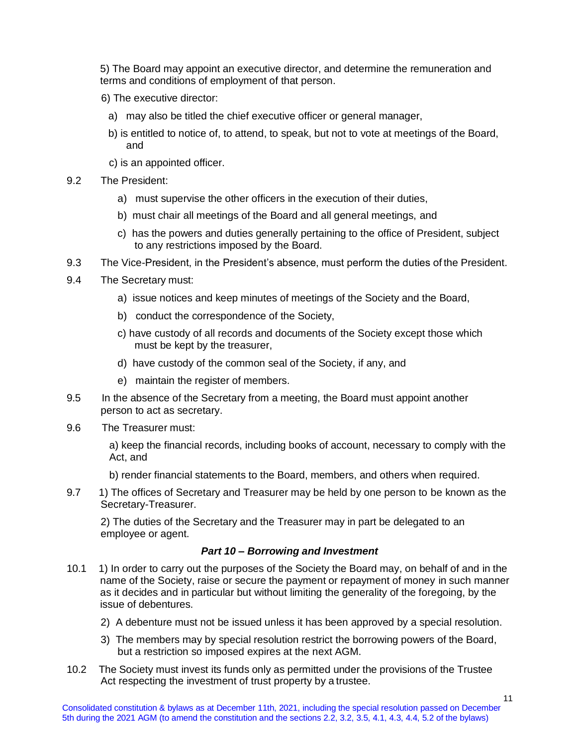5) The Board may appoint an executive director, and determine the remuneration and terms and conditions of employment of that person.

6) The executive director:

a) may also be titled the chief executive officer or general manager,

b) is entitled to notice of, to attend, to speak, but not to vote at meetings of the Board, and

c) is an appointed officer.

9.2 The President:

a) must supervise the other officers in the execution of their duties,

b) must chair all meetings of the Board and all general meetings, and

c) has the powers and duties generally pertaining to the office of President, subject to any restrictions imposed by the Board.

9.3 The Vice-President, in the President's absence, must perform the duties of the President.

9.4 The Secretary must:

a) issue notices and keep minutes of meetings of the Society and the Board,

b) conduct the correspondence of the Society,

c) have custody of all records and documents of the Society except those which must be kept by the treasurer,

d) have custody of the common seal of the Society, if any, and

e) maintain the register of members.

9.5 In the absence of the Secretary from a meeting, the Board must appoint another person to act as secretary.

9.6 The Treasurer must:

a) keep the financial records, including books of account, necessary to comply with the Act, and

b) render financial statements to the Board, members, and others when required.

9.7 1) The offices of Secretary and Treasurer may be held by one person to be known as the Secretary-Treasurer.

2) The duties of the Secretary and the Treasurer may in part be delegated to an employee or agent.

### *Part 10 – Borrowing and Investment*

10.1 1) In order to carry out the purposes of the Society the Board may, on behalf of and in the name of the Society, raise or secure the payment or repayment of money in such manner as it decides and in particular but without limiting the generality of the foregoing, by the issue of debentures.

2) A debenture must not be issued unless it has been approved by a special resolution.

3) The members may by special resolution restrict the borrowing powers of the Board, but a restriction so imposed expires at the next AGM.

10.2 The Society must invest its funds only as permitted under the provisions of the Trustee Act respecting the investment of trust property by a trustee.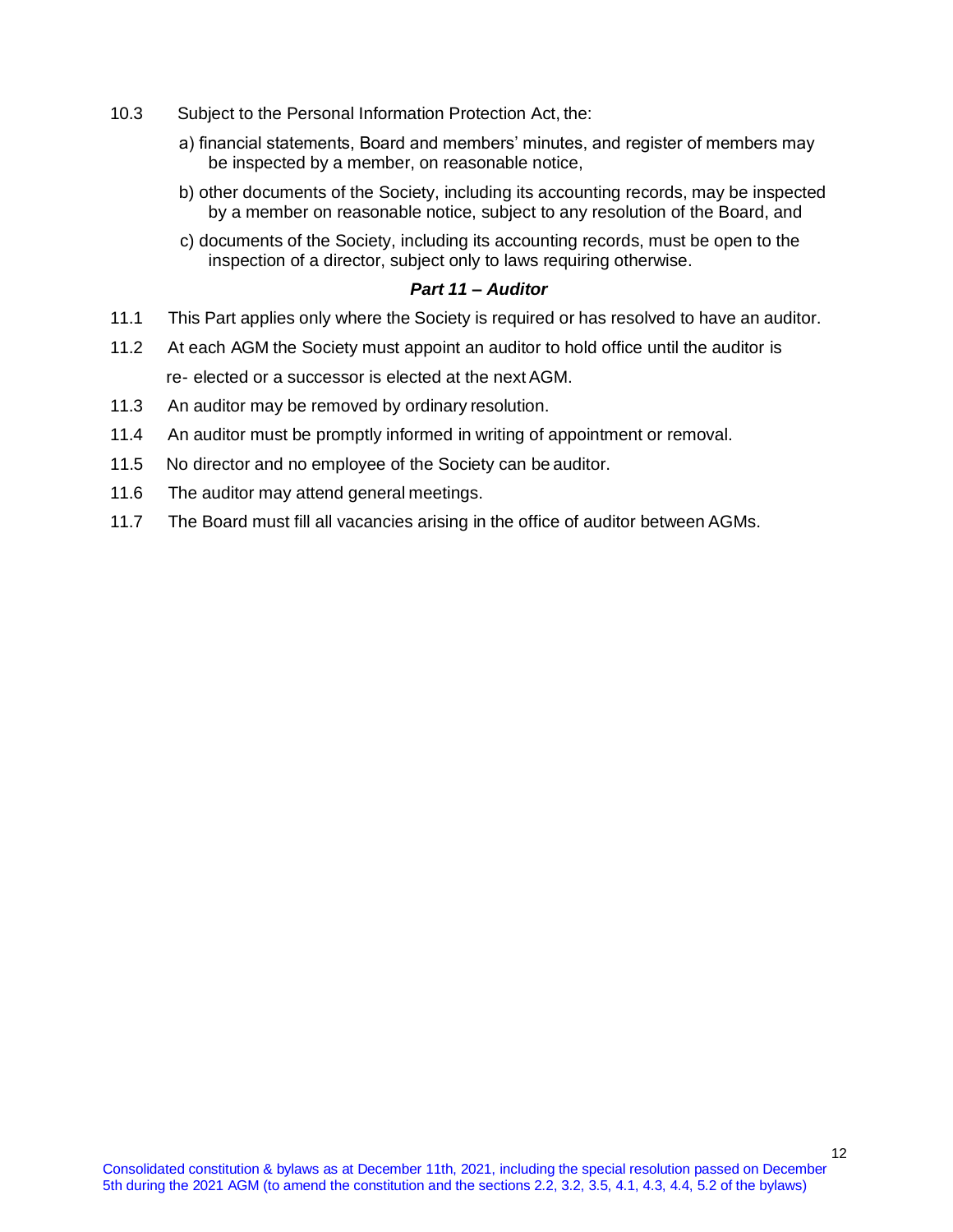10.3 Subject to the Personal Information Protection Act, the:

a) financial statements, Board and members' minutes, and register of members may be inspected by a member, on reasonable notice,

b) other documents of the Society, including its accounting records, may be inspected by a member on reasonable notice, subject to any resolution of the Board, and

c) documents of the Society, including its accounting records, must be open to the inspection of a director, subject only to laws requiring otherwise.

### *Part 11 – Auditor*

11.1 This Part applies only where the Society is required or has resolved to have an auditor.

11.2 At each AGM the Society must appoint an auditor to hold office until the auditor is re- elected or a successor is elected at the next AGM.

11.3 An auditor may be removed by ordinary resolution.

11.4 An auditor must be promptly informed in writing of appointment or removal.

11.5 No director and no employee of the Society can be auditor.

11.6 The auditor may attend general meetings.

11.7 The Board must fill all vacancies arising in the office of auditor between AGMs.